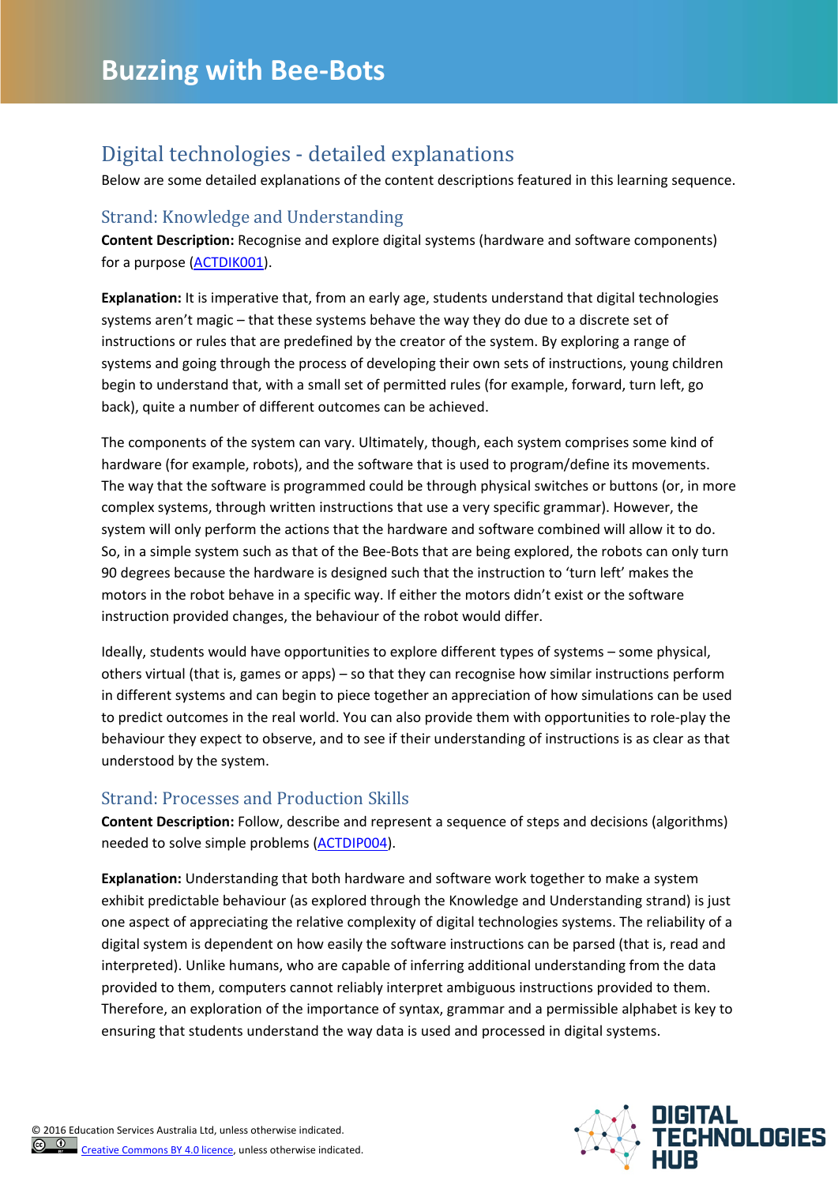# Buzzing with Bee-Bots

## Digital technologies - detailed explanations

Below are some detailed explanations of the content descriptions featured in this learning sequence.

### Strand: Knowledge and Understanding

**Content Description:** Recognise and explore digital systems (hardware and software components) for a purpose (ACTDIK001).

**Explanation:** It is imperative that, from an early age, students understand that digital technologies systems aren't magic – that these systems behave the way they do due to a discrete set of instructions or rules that are predefined by the creator of the system. By exploring a range of systems and going through the process of developing their own sets of instructions, young children begin to understand that, with a small set of permitted rules (for example, forward, turn left, go back), quite a number of different outcomes can be achieved.

The components of the system can vary. Ultimately, though, each system comprises some kind of hardware (for example, robots), and the software that is used to program/define its movements. The way that the software is programmed could be through physical switches or buttons (or, in more complex systems, through written instructions that use a very specific grammar). However, the system will only perform the actions that the hardware and software combined will allow it to do. So, in a simple system such as that of the Bee-Bots that are being explored, the robots can only turn 90 degrees because the hardware is designed such that the instruction to 'turn left' makes the motors in the robot behave in a specific way. If either the motors didn't exist or the software instruction provided changes, the behaviour of the robot would differ.

Ideally, students would have opportunities to explore different types of systems – some physical, others virtual (that is, games or apps) – so that they can recognise how similar instructions perform in different systems and can begin to piece together an appreciation of how simulations can be used to predict outcomes in the real world. You can also provide them with opportunities to role-play the behaviour they expect to observe, and to see if their understanding of instructions is as clear as that understood by the system.

### Strand: Processes and Production Skills

**Content Description:** Follow, describe and represent a sequence of steps and decisions (algorithms) needed to solve simple problems (ACTDIP004).

**Explanation:** Understanding that both hardware and software work together to make a system exhibit predictable behaviour (as explored through the Knowledge and Understanding strand) is just one aspect of appreciating the relative complexity of digital technologies systems. The reliability of a digital system is dependent on how easily the software instructions can be parsed (that is, read and interpreted). Unlike humans, who are capable of inferring additional understanding from the data provided to them, computers cannot reliably interpret ambiguous instructions provided to them. Therefore, an exploration of the importance of syntax, grammar and a permissible alphabet is key to ensuring that students understand the way data is used and processed in digital systems.

© 2016 Education Services Australia Ltd, unless otherwise indicated.
Creative Commons BY 4.0 licence, unless otherwise indicated.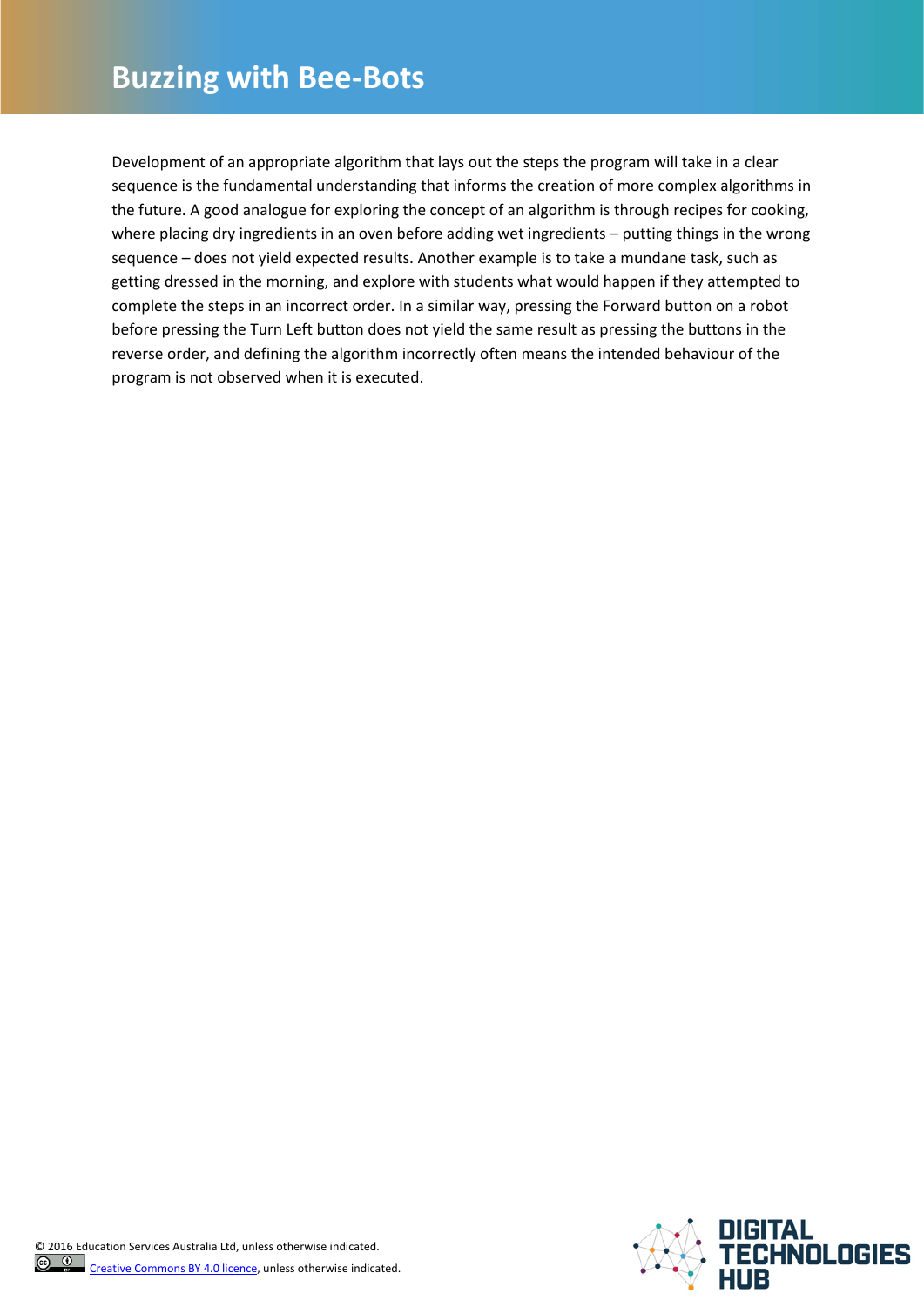Development of an appropriate algorithm that lays out the steps the program will take in a clear sequence is the fundamental understanding that informs the creation of more complex algorithms in the future. A good analogue for exploring the concept of an algorithm is through recipes for cooking, where placing dry ingredients in an oven before adding wet ingredients – putting things in the wrong sequence – does not yield expected results. Another example is to take a mundane task, such as getting dressed in the morning, and explore with students what would happen if they attempted to complete the steps in an incorrect order. In a similar way, pressing the Forward button on a robot before pressing the Turn Left button does not yield the same result as pressing the buttons in the reverse order, and defining the algorithm incorrectly often means the intended behaviour of the program is not observed when it is executed.